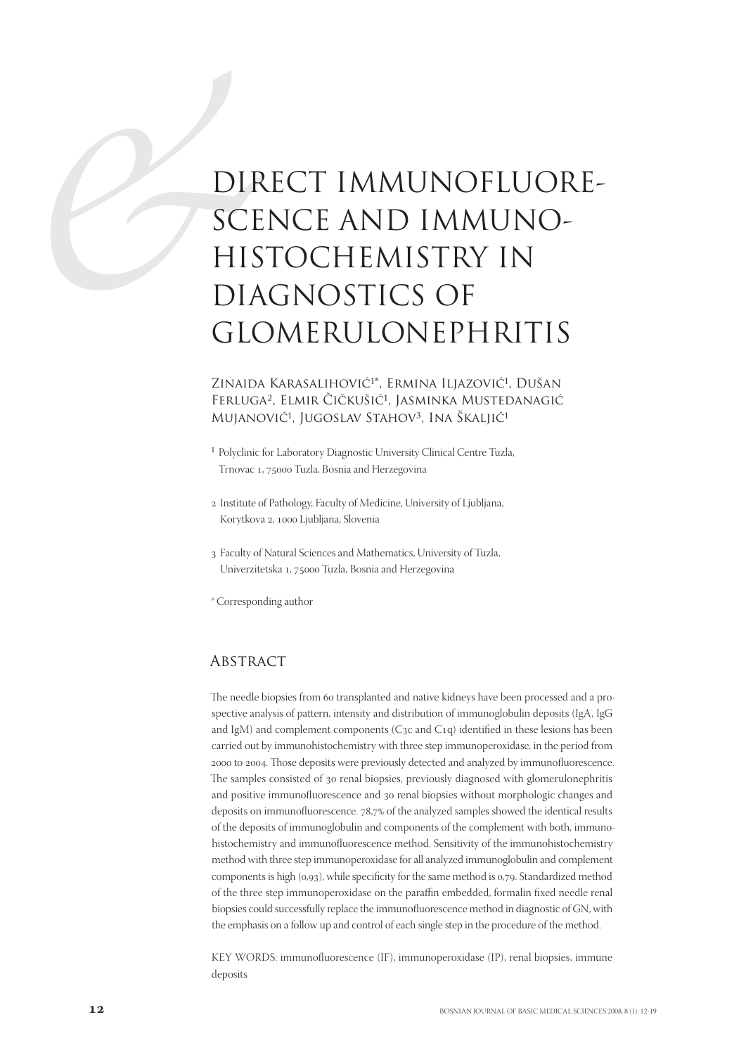# DIRECT IMMUNOFLUORESCENCE AND IMMUNOHISTOCHEMISTRY IN DIAGNOSTICS OF GLOMERULONEPHRITIS

Zinaida Karasalihović[1]*, Ermina Iljazović[1], Dušan Ferluga[2], Elmir Čičkušić[1], Jasminka Mustedanagić Mujanović[1], Jugoslav Stahov[3], Ina Škaljić[1]

[1] Polyclinic for Laboratory Diagnostic University Clinical Centre Tuzla, Trnovac 1, 75000 Tuzla, Bosnia and Herzegovina

[2] Institute of Pathology, Faculty of Medicine, University of Ljubljana, Korytkova 2, 1000 Ljubljana, Slovenia

[3] Faculty of Natural Sciences and Mathematics, University of Tuzla, Univerzitetska 1, 75000 Tuzla, Bosnia and Herzegovina

* Corresponding author

## Abstract

The needle biopsies from 60 transplanted and native kidneys have been processed and a prospective analysis of pattern, intensity and distribution of immunoglobulin deposits (IgA, IgG and IgM) and complement components (C3c and C1q) identified in these lesions has been carried out by immunohistochemistry with three step immunoperoxidase, in the period from 2000 to 2004. Those deposits were previously detected and analyzed by immunofluorescence. The samples consisted of 30 renal biopsies, previously diagnosed with glomerulonephritis and positive immunofluorescence and 30 renal biopsies without morphologic changes and deposits on immunofluorescence. 78,7% of the analyzed samples showed the identical results of the deposits of immunoglobulin and components of the complement with both, immunohistochemistry and immunofluorescence method. Sensitivity of the immunohistochemistry method with three step immunoperoxidase for all analyzed immunoglobulin and complement components is high (0,93), while specificity for the same method is 0,79. Standardized method of the three step immunoperoxidase on the paraffin embedded, formalin fixed needle renal biopsies could successfully replace the immunofluorescence method in diagnostic of GN, with the emphasis on a follow up and control of each single step in the procedure of the method.

KEY WORDS: immunofluorescence (IF), immunoperoxidase (IP), renal biopsies, immune deposits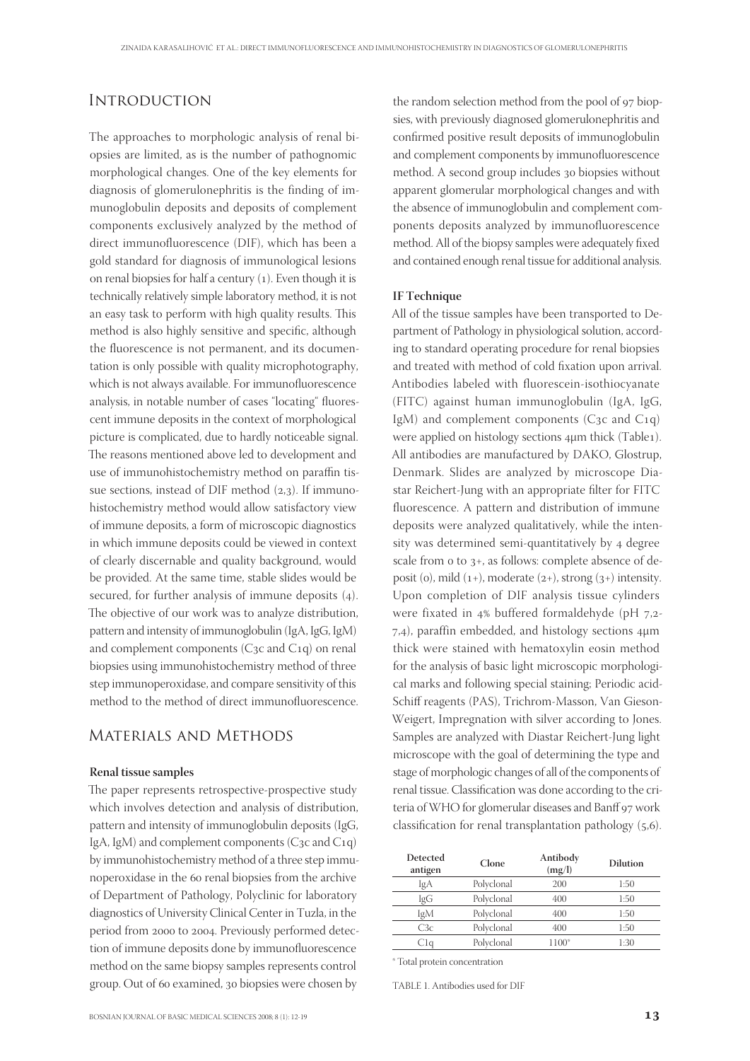## Introduction

The approaches to morphologic analysis of renal biopsies are limited, as is the number of pathognomic morphological changes. One of the key elements for diagnosis of glomerulonephritis is the finding of immunoglobulin deposits and deposits of complement components exclusively analyzed by the method of direct immunofluorescence (DIF), which has been a gold standard for diagnosis of immunological lesions on renal biopsies for half a century (1). Even though it is technically relatively simple laboratory method, it is not an easy task to perform with high quality results. This method is also highly sensitive and specific, although the fluorescence is not permanent, and its documentation is only possible with quality microphotography, which is not always available. For immunofluorescence analysis, in notable number of cases "locating" fluorescent immune deposits in the context of morphological picture is complicated, due to hardly noticeable signal. The reasons mentioned above led to development and use of immunohistochemistry method on paraffin tissue sections, instead of DIF method (2,3). If immunohistochemistry method would allow satisfactory view of immune deposits, a form of microscopic diagnostics in which immune deposits could be viewed in context of clearly discernable and quality background, would be provided. At the same time, stable slides would be secured, for further analysis of immune deposits (4). The objective of our work was to analyze distribution, pattern and intensity of immunoglobulin (IgA, IgG, IgM) and complement components (C3c and C1q) on renal biopsies using immunohistochemistry method of three step immunoperoxidase, and compare sensitivity of this method to the method of direct immunofluorescence.

## Materials and Methods

### Renal tissue samples

The paper represents retrospective-prospective study which involves detection and analysis of distribution, pattern and intensity of immunoglobulin deposits (IgG, IgA, IgM) and complement components (C3c and C1q) by immunohistochemistry method of a three step immunoperoxidase in the 60 renal biopsies from the archive of Department of Pathology, Polyclinic for laboratory diagnostics of University Clinical Center in Tuzla, in the period from 2000 to 2004. Previously performed detection of immune deposits done by immunofluorescence method on the same biopsy samples represents control group. Out of 60 examined, 30 biopsies were chosen by the random selection method from the pool of 97 biopsies, with previously diagnosed glomerulonephritis and confirmed positive result deposits of immunoglobulin and complement components by immunofluorescence method. A second group includes 30 biopsies without apparent glomerular morphological changes and with the absence of immunoglobulin and complement components deposits analyzed by immunofluorescence method. All of the biopsy samples were adequately fixed and contained enough renal tissue for additional analysis.

### IF Technique

All of the tissue samples have been transported to Department of Pathology in physiological solution, according to standard operating procedure for renal biopsies and treated with method of cold fixation upon arrival. Antibodies labeled with fluorescein-isothiocyanate (FITC) against human immunoglobulin (IgA, IgG, IgM) and complement components (C3c and C1q) were applied on histology sections 4µm thick (Table1). All antibodies are manufactured by DAKO, Glostrup, Denmark. Slides are analyzed by microscope Diastar Reichert-Jung with an appropriate filter for FITC fluorescence. A pattern and distribution of immune deposits were analyzed qualitatively, while the intensity was determined semi-quantitatively by 4 degree scale from 0 to 3+, as follows: complete absence of deposit (0), mild (1+), moderate (2+), strong (3+) intensity. Upon completion of DIF analysis tissue cylinders were fixated in 4% buffered formaldehyde (pH 7,2-7,4), paraffin embedded, and histology sections 4µm thick were stained with hematoxylin eosin method for the analysis of basic light microscopic morphological marks and following special staining; Periodic acid-Schiff reagents (PAS), Trichrom-Masson, Van Gieson-Weigert, Impregnation with silver according to Jones. Samples are analyzed with Diastar Reichert-Jung light microscope with the goal of determining the type and stage of morphologic changes of all of the components of renal tissue. Classification was done according to the criteria of WHO for glomerular diseases and Banff 97 work classification for renal transplantation pathology (5,6).

| Detected antigen | Clone | Antibody (mg/l) | Dilution |
|---|---|---|---|
| IgA | Polyclonal | 200 | 1:50 |
| IgG | Polyclonal | 400 | 1:50 |
| IgM | Polyclonal | 400 | 1:50 |
| C3c | Polyclonal | 400 | 1:50 |
| C1q | Polyclonal | 1100* | 1:30 |

\* Total protein concentration

TABLE 1. Antibodies used for DIF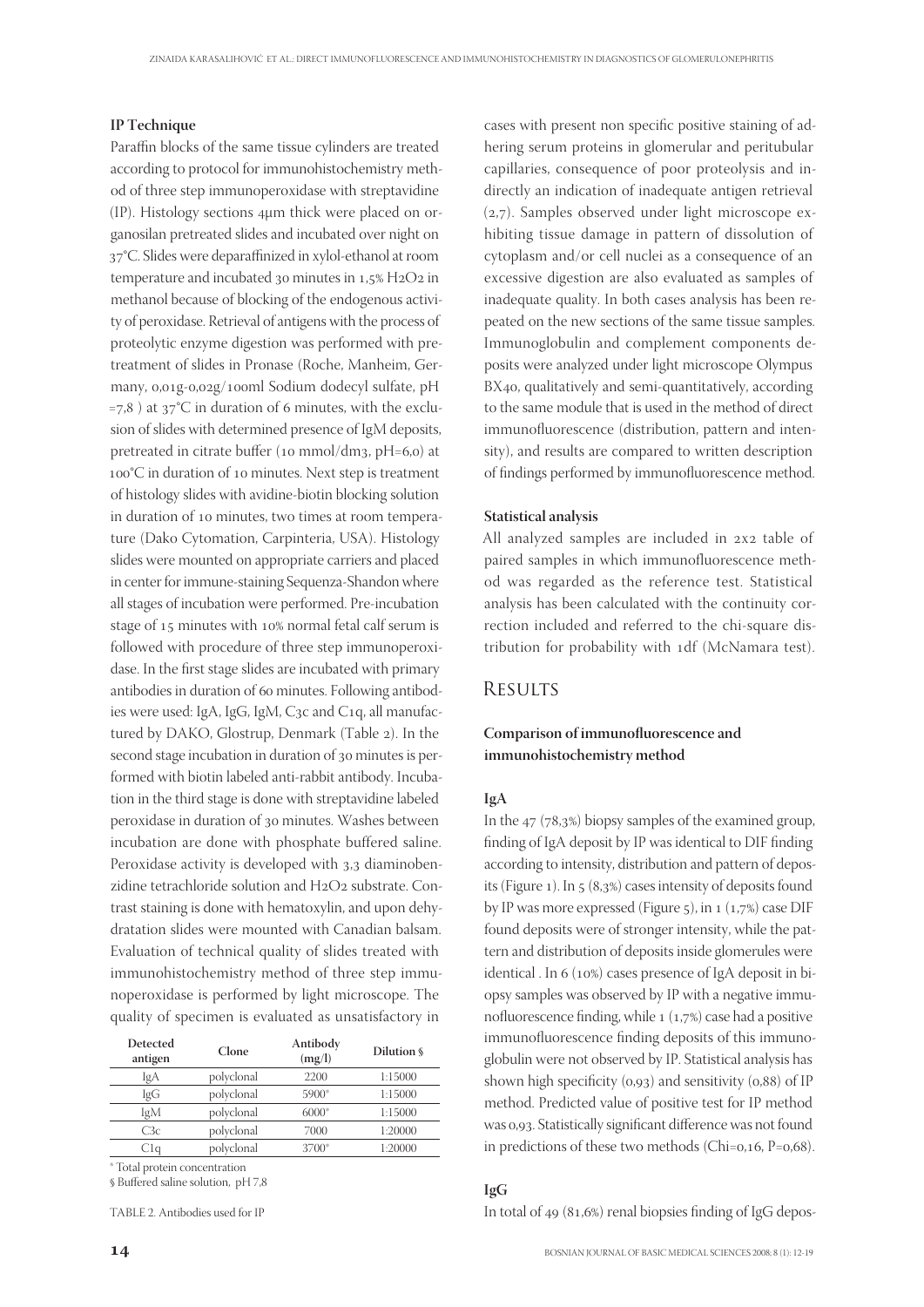### IP Technique

Paraffin blocks of the same tissue cylinders are treated according to protocol for immunohistochemistry method of three step immunoperoxidase with streptavidine (IP). Histology sections 4μm thick were placed on organosilan pretreated slides and incubated over night on 37°C. Slides were deparaffinized in xylol-ethanol at room temperature and incubated 30 minutes in 1,5% $H_2O_2$ in methanol because of blocking of the endogenous activity of peroxidase. Retrieval of antigens with the process of proteolytic enzyme digestion was performed with pretreatment of slides in Pronase (Roche, Manheim, Germany, 0,01g-0,02g/100ml Sodium dodecyl sulfate, pH =7,8 ) at 37°C in duration of 6 minutes, with the exclusion of slides with determined presence of IgM deposits, pretreated in citrate buffer (10 mmol/$dm^3$, pH=6,0) at 100°C in duration of 10 minutes. Next step is treatment of histology slides with avidine-biotin blocking solution in duration of 10 minutes, two times at room temperature (Dako Cytomation, Carpinteria, USA). Histology slides were mounted on appropriate carriers and placed in center for immune-staining Sequenza-Shandon where all stages of incubation were performed. Pre-incubation stage of 15 minutes with 10% normal fetal calf serum is followed with procedure of three step immunoperoxidase. In the first stage slides are incubated with primary antibodies in duration of 60 minutes. Following antibodies were used: IgA, IgG, IgM, C3c and C1q, all manufactured by DAKO, Glostrup, Denmark (Table 2). In the second stage incubation in duration of 30 minutes is performed with biotin labeled anti-rabbit antibody. Incubation in the third stage is done with streptavidine labeled peroxidase in duration of 30 minutes. Washes between incubation are done with phosphate buffered saline. Peroxidase activity is developed with 3,3 diaminobenzidine tetrachloride solution and $H_2O_2$ substrate. Contrast staining is done with hematoxylin, and upon dehydratation slides were mounted with Canadian balsam. Evaluation of technical quality of slides treated with immunohistochemistry method of three step immunoperoxidase is performed by light microscope. The quality of specimen is evaluated as unsatisfactory in cases with present non specific positive staining of adhering serum proteins in glomerular and peritubular capillaries, consequence of poor proteolysis and indirectly an indication of inadequate antigen retrieval (2,7). Samples observed under light microscope exhibiting tissue damage in pattern of dissolution of cytoplasm and/or cell nuclei as a consequence of an excessive digestion are also evaluated as samples of inadequate quality. In both cases analysis has been repeated on the new sections of the same tissue samples. Immunoglobulin and complement components deposits were analyzed under light microscope Olympus BX40, qualitatively and semi-quantitatively, according to the same module that is used in the method of direct immunofluorescence (distribution, pattern and intensity), and results are compared to written description of findings performed by immunofluorescence method.

| Detected antigen | Clone | Antibody (mg/l) | Dilution § |
|---|---|---|---|
| IgA | polyclonal | 2200 | 1:15000 |
| IgG | polyclonal | 5900* | 1:15000 |
| IgM | polyclonal | 6000* | 1:15000 |
| C3c | polyclonal | 7000 | 1:20000 |
| C1q | polyclonal | 3700* | 1:20000 |

\* Total protein concentration

§ Buffered saline solution, pH 7,8

TABLE 2. Antibodies used for IP

### Statistical analysis

All analyzed samples are included in 2x2 table of paired samples in which immunofluorescence method was regarded as the reference test. Statistical analysis has been calculated with the continuity correction included and referred to the chi-square distribution for probability with 1df (McNamara test).

## Results

### Comparison of immunofluorescence and immunohistochemistry method

#### IgA

In the 47 (78,3%) biopsy samples of the examined group, finding of IgA deposit by IP was identical to DIF finding according to intensity, distribution and pattern of deposits (Figure 1). In 5 (8,3%) cases intensity of deposits found by IP was more expressed (Figure 5), in 1 (1,7%) case DIF found deposits were of stronger intensity, while the pattern and distribution of deposits inside glomerules were identical . In 6 (10%) cases presence of IgA deposit in biopsy samples was observed by IP with a negative immunofluorescence finding, while 1 (1,7%) case had a positive immunofluorescence finding deposits of this immunoglobulin were not observed by IP. Statistical analysis has shown high specificity (0,93) and sensitivity (0,88) of IP method. Predicted value of positive test for IP method was 0,93. Statistically significant difference was not found in predictions of these two methods (Chi=0,16, P=0,68).

#### IgG

In total of 49 (81,6%) renal biopsies finding of IgG depos-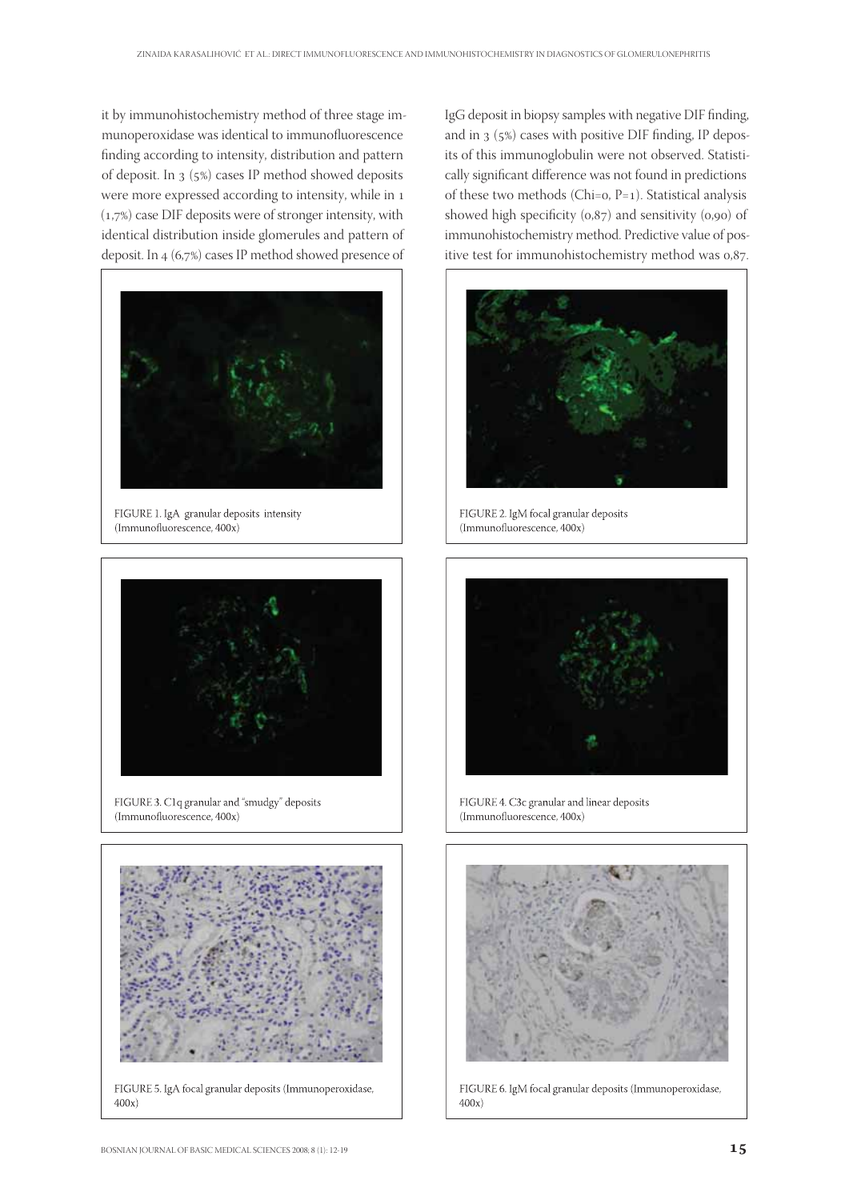it by immunohistochemistry method of three stage immunoperoxidase was identical to immunofluorescence finding according to intensity, distribution and pattern of deposit. In 3 (5%) cases IP method showed deposits were more expressed according to intensity, while in 1 (1,7%) case DIF deposits were of stronger intensity, with identical distribution inside glomerules and pattern of deposit. In 4 (6,7%) cases IP method showed presence of IgG deposit in biopsy samples with negative DIF finding, and in 3 (5%) cases with positive DIF finding, IP deposits of this immunoglobulin were not observed. Statistically significant difference was not found in predictions of these two methods (Chi=0, P=1). Statistical analysis showed high specificity (0,87) and sensitivity (0,90) of immunohistochemistry method. Predictive value of positive test for immunohistochemistry method was 0,87.

FIGURE 1. IgA granular deposits intensity (Immunofluorescence, 400x)

FIGURE 2. IgM focal granular deposits (Immunofluorescence, 400x)

FIGURE 3. C1q granular and "smudgy" deposits (Immunofluorescence, 400x)

FIGURE 4. C3c granular and linear deposits (Immunofluorescence, 400x)

FIGURE 5. IgA focal granular deposits (Immunoperoxidase, 400x)

FIGURE 6. IgM focal granular deposits (Immunoperoxidase, 400x)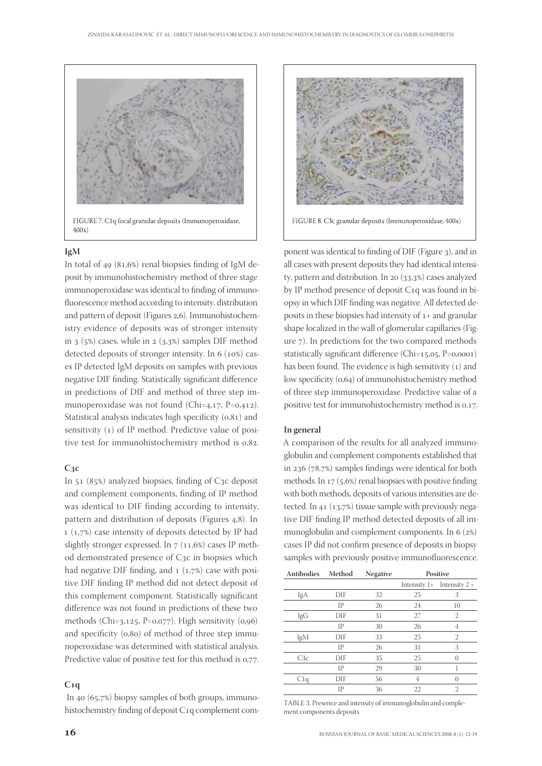FIGURE 7. C1q focal granular deposits (Immunoperoxidase, 400x)

FIGURE 8. C3c granular deposits (Immunoperoxidase, 400x)

### IgM

In total of 49 (81,6%) renal biopsies finding of IgM deposit by immunohistochemistry method of three stage immunoperoxidase was identical to finding of immunofluorescence method according to intensity, distribution and pattern of deposit (Figures 2,6). Immunohistochemistry evidence of deposits was of stronger intensity in 3 (5%) cases, while in 2 (3,3%) samples DIF method detected deposits of stronger intensity. In 6 (10%) cases IP detected IgM deposits on samples with previous negative DIF finding. Statistically significant difference in predictions of DIF and method of three step immunoperoxidase was not found (Chi=4,17, P=0,412). Statistical analysis indicates high specificity (0,81) and sensitivity (1) of IP method. Predictive value of positive test for immunohistochemistry method is 0,82.

### C3c

In 51 (85%) analyzed biopsies, finding of C3c deposit and complement components, finding of IP method was identical to DIF finding according to intensity, pattern and distribution of deposits (Figures 4,8). In 1 (1,7%) case intensity of deposits detected by IP had slightly stronger expressed. In 7 (11,6%) cases IP method demonstrated presence of C3c in biopsies which had negative DIF finding, and 1 (1,7%) case with positive DIF finding IP method did not detect deposit of this complement component. Statistically significant difference was not found in predictions of these two methods (Chi=3,125, P=0,077). High sensitivity (0,96) and specificity (0,80) of method of three step immunoperoxidase was determined with statistical analysis. Predictive value of positive test for this method is 0,77.

### C1q

In 40 (65,7%) biopsy samples of both groups, immunohistochemistry finding of deposit C1q complement component was identical to finding of DIF (Figure 3), and in all cases with present deposits they had identical intensity, pattern and distribution. In 20 (33,3%) cases analyzed by IP method presence of deposit C1q was found in biopsy in which DIF finding was negative. All detected deposits in these biopsies had intensity of 1+ and granular shape localized in the wall of glomerular capillaries (Figure 7). In predictions for the two compared methods statistically significant difference (Chi=15,05, P=0,0001) has been found. The evidence is high sensitivity (1) and low specificity (0,64) of immunohistochemistry method of three step immunoperoxidase. Predictive value of a positive test for immunohistochemistry method is 0,17.

### In general

A comparison of the results for all analyzed immunoglobulin and complement components established that in 236 (78,7%) samples findings were identical for both methods. In 17 (5,6%) renal biopsies with positive finding with both methods, deposits of various intensities are detected. In 41 (13,7%) tissue sample with previously negative DIF finding IP method detected deposits of all immunoglobulin and complement components. In 6 (2%) cases IP did not confirm presence of deposits in biopsy samples with previously positive immunofluorescence.

| Antibodies | Method | Negative | Positive | |
|---|---|---|---|---|
| | | | Intensity 1+ | Intensity 2 + |
| IgA | DIF | 32 | 25 | 3 |
| | IP | 26 | 24 | 10 |
| IgG | DIF | 31 | 27 | 2 |
| | IP | 30 | 26 | 4 |
| IgM | DIF | 33 | 25 | 2 |
| | IP | 26 | 31 | 3 |
| C3c | DIF | 35 | 25 | 0 |
| | IP | 29 | 30 | 1 |
| C1q | DIF | 56 | 4 | 0 |
| | IP | 36 | 22 | 2 |

TABLE 3. Presence and intensity of immunoglobulin and complement components deposits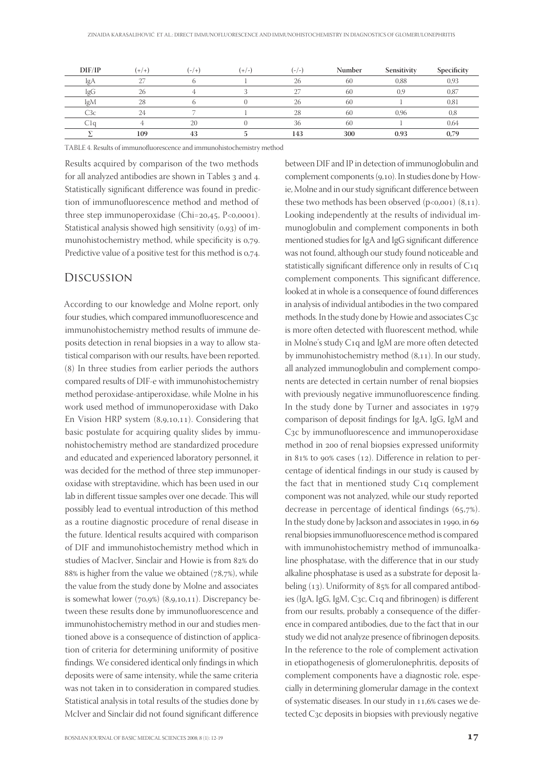| DIF/IP | (+/+) | (-/+) | (+/-) | (-/-) | Number | Sensitivity | Specificity |
|---|---|---|---|---|---|---|---|
| IgA | 27 | 6 | 1 | 26 | 60 | 0,88 | 0,93 |
| IgG | 26 | 4 | 3 | 27 | 60 | 0,9 | 0,87 |
| IgM | 28 | 6 | 0 | 26 | 60 | 1 | 0,81 |
| C3c | 24 | 7 | 1 | 28 | 60 | 0,96 | 0,8 |
| C1q | 4 | 20 | 0 | 36 | 60 | 1 | 0,64 |
| **Σ** | **109** | **43** | **5** | **143** | **300** | **0,93** | **0,79** |

TABLE 4. Results of immunofluorescence and immunohistochemistry method

Results acquired by comparison of the two methods for all analyzed antibodies are shown in Tables 3 and 4. Statistically significant difference was found in prediction of immunofluorescence method and method of three step immunoperoxidase (Chi=20,45, P<0,0001). Statistical analysis showed high sensitivity (0,93) of immunohistochemistry method, while specificity is 0,79. Predictive value of a positive test for this method is 0,74.

## Discussion

According to our knowledge and Molne report, only four studies, which compared immunofluorescence and immunohistochemistry method results of immune deposits detection in renal biopsies in a way to allow statistical comparison with our results, have been reported. (8) In three studies from earlier periods the authors compared results of DIF-e with immunohistochemistry method peroxidase-antiperoxidase, while Molne in his work used method of immunoperoxidase with Dako En Vision HRP system (8,9,10,11). Considering that basic postulate for acquiring quality slides by immunohistochemistry method are standardized procedure and educated and experienced laboratory personnel, it was decided for the method of three step immunoperoxidase with streptavidine, which has been used in our lab in different tissue samples over one decade. This will possibly lead to eventual introduction of this method as a routine diagnostic procedure of renal disease in the future. Identical results acquired with comparison of DIF and immunohistochemistry method which in studies of MacIver, Sinclair and Howie is from 82% do 88% is higher from the value we obtained (78,7%), while the value from the study done by Molne and associates is somewhat lower (70,9%) (8,9,10,11). Discrepancy between these results done by immunofluorescence and immunohistochemistry method in our and studies mentioned above is a consequence of distinction of application of criteria for determining uniformity of positive findings. We considered identical only findings in which deposits were of same intensity, while the same criteria was not taken in to consideration in compared studies. Statistical analysis in total results of the studies done by McIver and Sinclair did not found significant difference between DIF and IP in detection of immunoglobulin and complement components (9,10). In studies done by Howie, Molne and in our study significant difference between these two methods has been observed (p<0,001) (8,11). Looking independently at the results of individual immunoglobulin and complement components in both mentioned studies for IgA and IgG significant difference was not found, although our study found noticeable and statistically significant difference only in results of C1q complement components. This significant difference, looked at in whole is a consequence of found differences in analysis of individual antibodies in the two compared methods. In the study done by Howie and associates C3c is more often detected with fluorescent method, while in Molne's study C1q and IgM are more often detected by immunohistochemistry method (8,11). In our study, all analyzed immunoglobulin and complement components are detected in certain number of renal biopsies with previously negative immunofluorescence finding. In the study done by Turner and associates in 1979 comparison of deposit findings for IgA, IgG, IgM and C3c by immunofluorescence and immunoperoxidase method in 200 of renal biopsies expressed uniformity in 81% to 90% cases (12). Difference in relation to percentage of identical findings in our study is caused by the fact that in mentioned study C1q complement component was not analyzed, while our study reported decrease in percentage of identical findings (65,7%). In the study done by Jackson and associates in 1990, in 69 renal biopsies immunofluorescence method is compared with immunohistochemistry method of immunoalkaline phosphatase, with the difference that in our study alkaline phosphatase is used as a substrate for deposit labeling (13). Uniformity of 85% for all compared antibodies (IgA, IgG, IgM, C3c, C1q and fibrinogen) is different from our results, probably a consequence of the difference in compared antibodies, due to the fact that in our study we did not analyze presence of fibrinogen deposits. In the reference to the role of complement activation in etiopathogenesis of glomerulonephritis, deposits of complement components have a diagnostic role, especially in determining glomerular damage in the context of systematic diseases. In our study in 11,6% cases we detected C3c deposits in biopsies with previously negative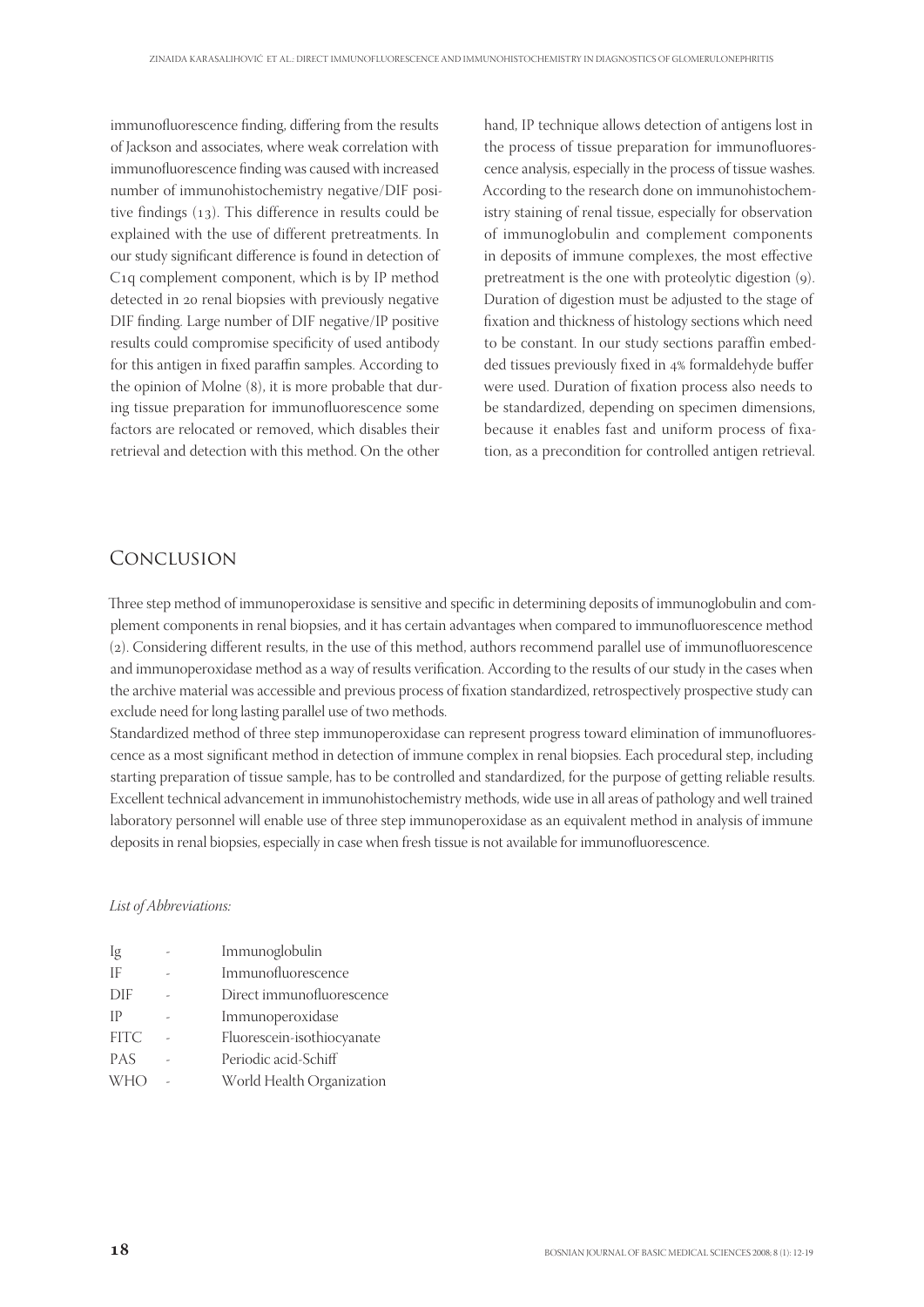immunofluorescence finding, differing from the results of Jackson and associates, where weak correlation with immunofluorescence finding was caused with increased number of immunohistochemistry negative/DIF positive findings (13). This difference in results could be explained with the use of different pretreatments. In our study significant difference is found in detection of C1q complement component, which is by IP method detected in 20 renal biopsies with previously negative DIF finding. Large number of DIF negative/IP positive results could compromise specificity of used antibody for this antigen in fixed paraffin samples. According to the opinion of Molne (8), it is more probable that during tissue preparation for immunofluorescence some factors are relocated or removed, which disables their retrieval and detection with this method. On the other hand, IP technique allows detection of antigens lost in the process of tissue preparation for immunofluorescence analysis, especially in the process of tissue washes. According to the research done on immunohistochemistry staining of renal tissue, especially for observation of immunoglobulin and complement components in deposits of immune complexes, the most effective pretreatment is the one with proteolytic digestion (9). Duration of digestion must be adjusted to the stage of fixation and thickness of histology sections which need to be constant. In our study sections paraffin embedded tissues previously fixed in 4% formaldehyde buffer were used. Duration of fixation process also needs to be standardized, depending on specimen dimensions, because it enables fast and uniform process of fixation, as a precondition for controlled antigen retrieval.

## Conclusion

Three step method of immunoperoxidase is sensitive and specific in determining deposits of immunoglobulin and complement components in renal biopsies, and it has certain advantages when compared to immunofluorescence method (2). Considering different results, in the use of this method, authors recommend parallel use of immunofluorescence and immunoperoxidase method as a way of results verification. According to the results of our study in the cases when the archive material was accessible and previous process of fixation standardized, retrospectively prospective study can exclude need for long lasting parallel use of two methods.

Standardized method of three step immunoperoxidase can represent progress toward elimination of immunofluorescence as a most significant method in detection of immune complex in renal biopsies. Each procedural step, including starting preparation of tissue sample, has to be controlled and standardized, for the purpose of getting reliable results. Excellent technical advancement in immunohistochemistry methods, wide use in all areas of pathology and well trained laboratory personnel will enable use of three step immunoperoxidase as an equivalent method in analysis of immune deposits in renal biopsies, especially in case when fresh tissue is not available for immunofluorescence.

*List of Abbreviations:*

| | | |
|---|---|---|
| Ig | - | Immunoglobulin |
| IF | - | Immunofluorescence |
| DIF | - | Direct immunofluorescence |
| IP | - | Immunoperoxidase |
| FITC | - | Fluorescein-isothiocyanate |
| PAS | - | Periodic acid-Schiff |
| WHO | - | World Health Organization |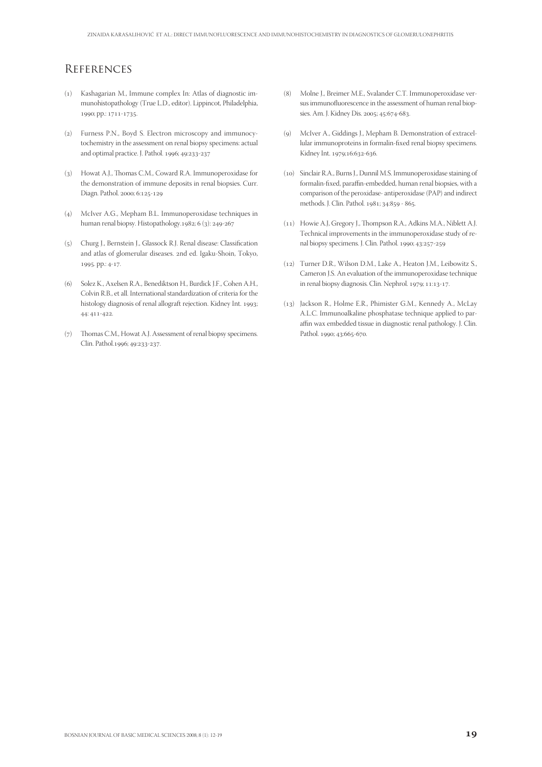# References

(1) Kashagarian M., Immune complex In: Atlas of diagnostic immunohistopathology (True L.D., editor). Lippincot, Philadelphia, 1990; pp.: 1711-1735.

(2) Furness P.N., Boyd S. Electron microscopy and immunocytochemistry in the assessment on renal biopsy specimens: actual and optimal practice. J. Pathol. 1996; 49:233-237

(3) Howat A.J., Thomas C.M., Coward R.A. Immunoperoxidase for the demonstration of immune deposits in renal biopsies. Curr. Diagn. Pathol. 2000; 6:125-129

(4) McIver A.G., Mepham B.L. Immunoperoxidase techniques in human renal biopsy. Histopathology.1982; 6 (3): 249-267

(5) Churg J., Bernstein J., Glassock R.J. Renal disease: Classification and atlas of glomerular diseases. 2nd ed. Igaku-Shoin, Tokyo, 1995. pp.: 4-17.

(6) Solez K., Axelsen R.A., Benediktson H., Burdick J.F., Cohen A.H., Colvin R.B., et all. International standardization of criteria for the histology diagnosis of renal allograft rejection. Kidney Int. 1993; 44: 411-422.

(7) Thomas C.M., Howat A.J. Assessment of renal biopsy specimens. Clin. Pathol.1996; 49:233-237.

(8) Molne J., Breimer M.E., Svalander C.T. Immunoperoxidase versus immunofluorescence in the assessment of human renal biopsies. Am. J. Kidney Dis. 2005; 45:674-683.

(9) McIver A., Giddings J., Mepham B. Demonstration of extracellular immunoproteins in formalin-fixed renal biopsy specimens. Kidney Int. 1979;16:632-636.

(10) Sinclair R.A., Burns J., Dunnil M.S. Immunoperoxidase staining of formalin-fixed, paraffin-embedded, human renal biopsies, with a comparison of the peroxidase- antiperoxidase (PAP) and indirect methods. J. Clin. Pathol. 1981; 34:859 - 865.

(11) Howie A.J, Gregory J., Thompson R.A., Adkins M.A., Niblett A.J. Technical improvements in the immunoperoxidase study of renal biopsy specimens. J. Clin. Pathol. 1990; 43:257-259

(12) Turner D.R., Wilson D.M., Lake A., Heaton J.M., Leibowitz S., Cameron J.S. An evaluation of the immunoperoxidase technique in renal biopsy diagnosis. Clin. Nephrol. 1979; 11:13-17.

(13) Jackson R., Holme E.R., Phimister G.M., Kennedy A., McLay A.L.C. Immunoalkaline phosphatase technique applied to paraffin wax embedded tissue in diagnostic renal pathology. J. Clin. Pathol. 1990; 43:665-670.